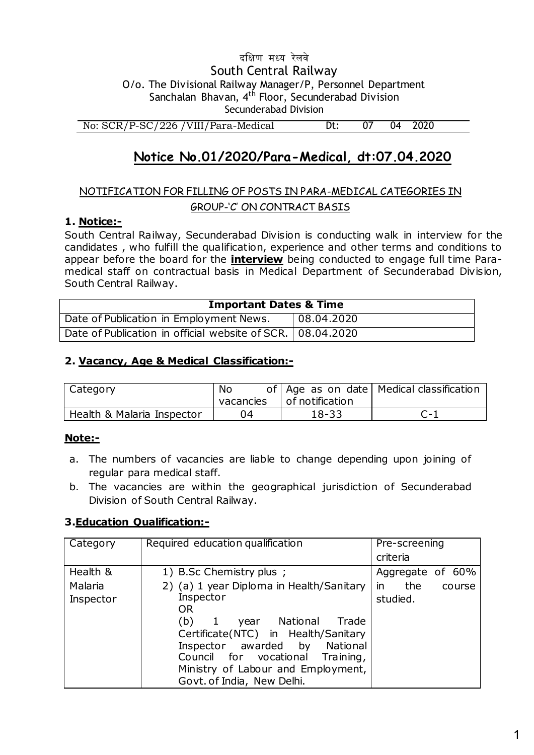दक्षिण मध्य रेलवे

South Central Railway

O/o. The Divisional Railway Manager/P, Personnel Department

Sanchalan Bhavan, 4th Floor, Secunderabad Division

Secunderabad Division

No: SCR/P-SC/226 /VIII/Para-Medical Dt: 07 04 2020

# Notice No.01/2020/Para-Medical, dt:07.04.2020

NOTIFICATION FOR FILLING OF POSTS IN PARA-MEDICAL CATEGORIES IN GROUP-'C' ON CONTRACT BASIS

### 1. Notice:-

South Central Railway, Secunderabad Division is conducting walk in interview for the candidates , who fulfill the qualification, experience and other terms and conditions to appear before the board for the **interview** being conducted to engage full time Para-medical staff on contractual basis in Medical Department of Secunderabad Division, South Central Railway.

| Important Dates & Time | |
|---|---|
| Date of Publication in Employment News. | 08.04.2020 |
| Date of Publication in official website of SCR. | 08.04.2020 |

### 2. Vacancy, Age & Medical Classification:-

| Category | No of vacancies | Age as on date of notification | Medical classification |
|---|---|---|---|
| Health & Malaria Inspector | 04 | 18-33 | C-1 |

**Note:-**

a. The numbers of vacancies are liable to change depending upon joining of regular para medical staff.
b. The vacancies are within the geographical jurisdiction of Secunderabad Division of South Central Railway.

### 3. Education Qualification:-

| Category | Required education qualification | Pre-screening criteria |
|---|---|---|
| Health & Malaria Inspector | 1) B.Sc Chemistry plus ; 2) (a) 1 year Diploma in Health/Sanitary Inspector OR (b) 1 year National Trade Certificate(NTC) in Health/Sanitary Inspector awarded by National Council for vocational Training, Ministry of Labour and Employment, Govt. of India, New Delhi. | Aggregate of 60% in the course studied. |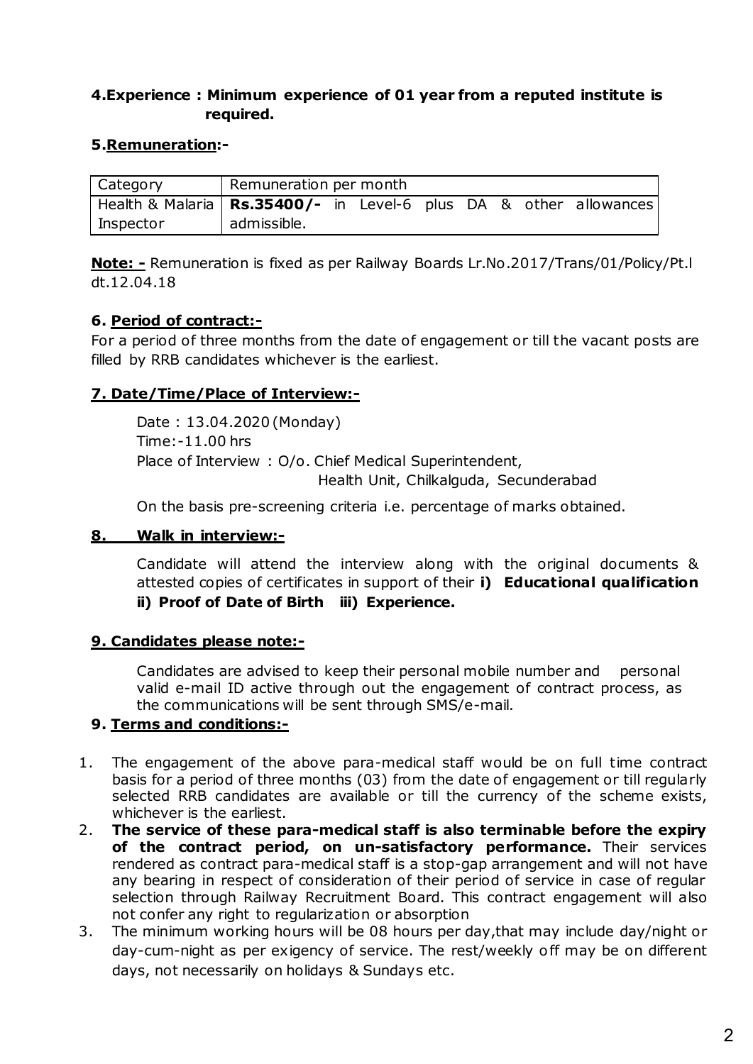**4.Experience : Minimum experience of 01 year from a reputed institute is required.**

**5.Remuneration:-**

| Category | Remuneration per month |
|---|---|
| Health & Malaria Inspector | **Rs.35400/-** in Level-6 plus DA & other allowances admissible. |

**Note: -** Remuneration is fixed as per Railway Boards Lr.No.2017/Trans/01/Policy/Pt.I dt.12.04.18

**6. Period of contract:-**

For a period of three months from the date of engagement or till the vacant posts are filled by RRB candidates whichever is the earliest.

**7. Date/Time/Place of Interview:-**

Date : 13.04.2020 (Monday)
Time:-11.00 hrs
Place of Interview : O/o. Chief Medical Superintendent, Health Unit, Chilkalguda, Secunderabad

On the basis pre-screening criteria i.e. percentage of marks obtained.

**8. Walk in interview:-**

Candidate will attend the interview along with the original documents & attested copies of certificates in support of their **i) Educational qualification ii) Proof of Date of Birth iii) Experience.**

**9. Candidates please note:-**

Candidates are advised to keep their personal mobile number and personal valid e-mail ID active through out the engagement of contract process, as the communications will be sent through SMS/e-mail.

**9. Terms and conditions:-**

1. The engagement of the above para-medical staff would be on full time contract basis for a period of three months (03) from the date of engagement or till regularly selected RRB candidates are available or till the currency of the scheme exists, whichever is the earliest.
2. **The service of these para-medical staff is also terminable before the expiry of the contract period, on un-satisfactory performance.** Their services rendered as contract para-medical staff is a stop-gap arrangement and will not have any bearing in respect of consideration of their period of service in case of regular selection through Railway Recruitment Board. This contract engagement will also not confer any right to regularization or absorption
3. The minimum working hours will be 08 hours per day,that may include day/night or day-cum-night as per exigency of service. The rest/weekly off may be on different days, not necessarily on holidays & Sundays etc.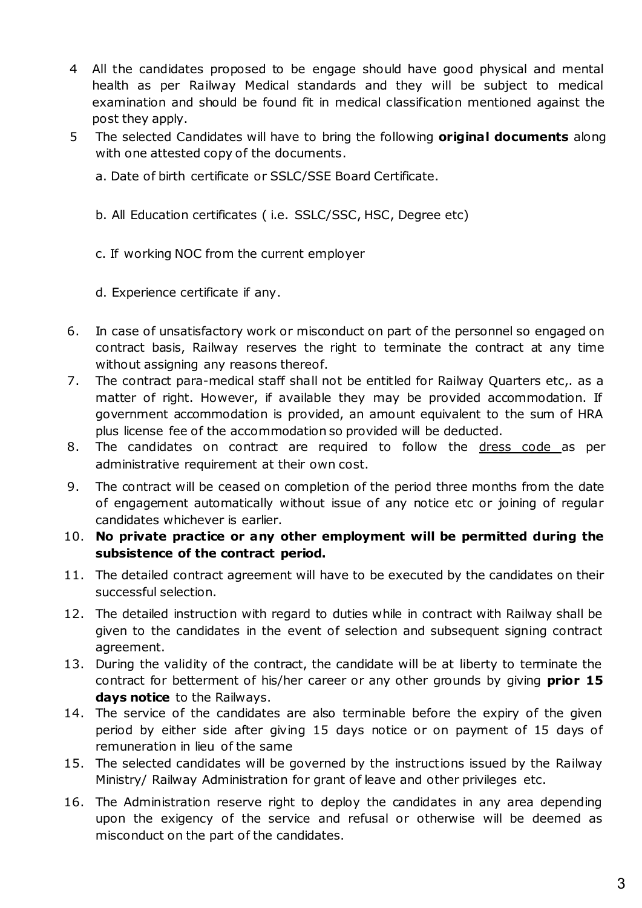4 All the candidates proposed to be engage should have good physical and mental health as per Railway Medical standards and they will be subject to medical examination and should be found fit in medical classification mentioned against the post they apply.

5 The selected Candidates will have to bring the following **original documents** along with one attested copy of the documents.

   a. Date of birth certificate or SSLC/SSE Board Certificate.

   b. All Education certificates ( i.e. SSLC/SSC, HSC, Degree etc)

   c. If working NOC from the current employer

   d. Experience certificate if any.

6. In case of unsatisfactory work or misconduct on part of the personnel so engaged on contract basis, Railway reserves the right to terminate the contract at any time without assigning any reasons thereof.

7. The contract para-medical staff shall not be entitled for Railway Quarters etc,. as a matter of right. However, if available they may be provided accommodation. If government accommodation is provided, an amount equivalent to the sum of HRA plus license fee of the accommodation so provided will be deducted.

8. The candidates on contract are required to follow the <u>dress code</u> as per administrative requirement at their own cost.

9. The contract will be ceased on completion of the period three months from the date of engagement automatically without issue of any notice etc or joining of regular candidates whichever is earlier.

10. **No private practice or any other employment will be permitted during the subsistence of the contract period.**

11. The detailed contract agreement will have to be executed by the candidates on their successful selection.

12. The detailed instruction with regard to duties while in contract with Railway shall be given to the candidates in the event of selection and subsequent signing contract agreement.

13. During the validity of the contract, the candidate will be at liberty to terminate the contract for betterment of his/her career or any other grounds by giving **prior 15 days notice** to the Railways.

14. The service of the candidates are also terminable before the expiry of the given period by either side after giving 15 days notice or on payment of 15 days of remuneration in lieu of the same

15. The selected candidates will be governed by the instructions issued by the Railway Ministry/ Railway Administration for grant of leave and other privileges etc.

16. The Administration reserve right to deploy the candidates in any area depending upon the exigency of the service and refusal or otherwise will be deemed as misconduct on the part of the candidates.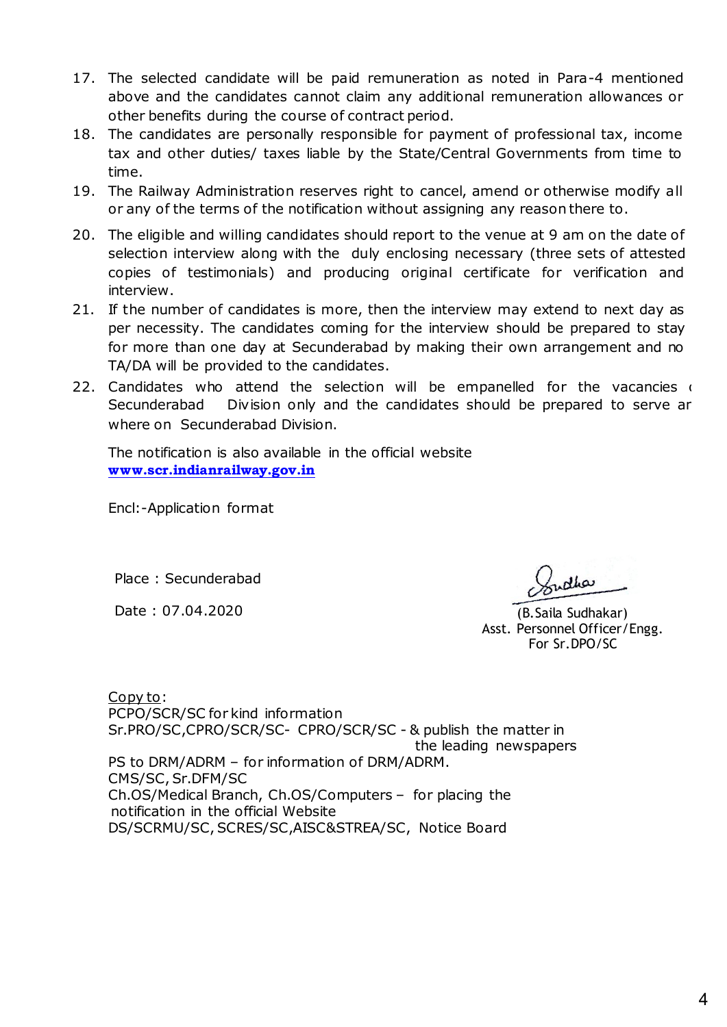17. The selected candidate will be paid remuneration as noted in Para-4 mentioned above and the candidates cannot claim any additional remuneration allowances or other benefits during the course of contract period.
18. The candidates are personally responsible for payment of professional tax, income tax and other duties/ taxes liable by the State/Central Governments from time to time.
19. The Railway Administration reserves right to cancel, amend or otherwise modify all or any of the terms of the notification without assigning any reason there to.
20. The eligible and willing candidates should report to the venue at 9 am on the date of selection interview along with the duly enclosing necessary (three sets of attested copies of testimonials) and producing original certificate for verification and interview.
21. If the number of candidates is more, then the interview may extend to next day as per necessity. The candidates coming for the interview should be prepared to stay for more than one day at Secunderabad by making their own arrangement and no TA/DA will be provided to the candidates.
22. Candidates who attend the selection will be empanelled for the vacancies o Secunderabad Division only and the candidates should be prepared to serve ar where on Secunderabad Division.

The notification is also available in the official website
**www.scr.indianrailway.gov.in**

Encl:-Application format

Place : Secunderabad

Date : 07.04.2020

(B.Saila Sudhakar)
Asst. Personnel Officer/Engg.
For Sr.DPO/SC

Copy to:
PCPO/SCR/SC for kind information
Sr.PRO/SC,CPRO/SCR/SC- CPRO/SCR/SC - & publish the matter in the leading newspapers
PS to DRM/ADRM – for information of DRM/ADRM.
CMS/SC, Sr.DFM/SC
Ch.OS/Medical Branch, Ch.OS/Computers – for placing the notification in the official Website
DS/SCRMU/SC, SCRES/SC,AISC&STREA/SC, Notice Board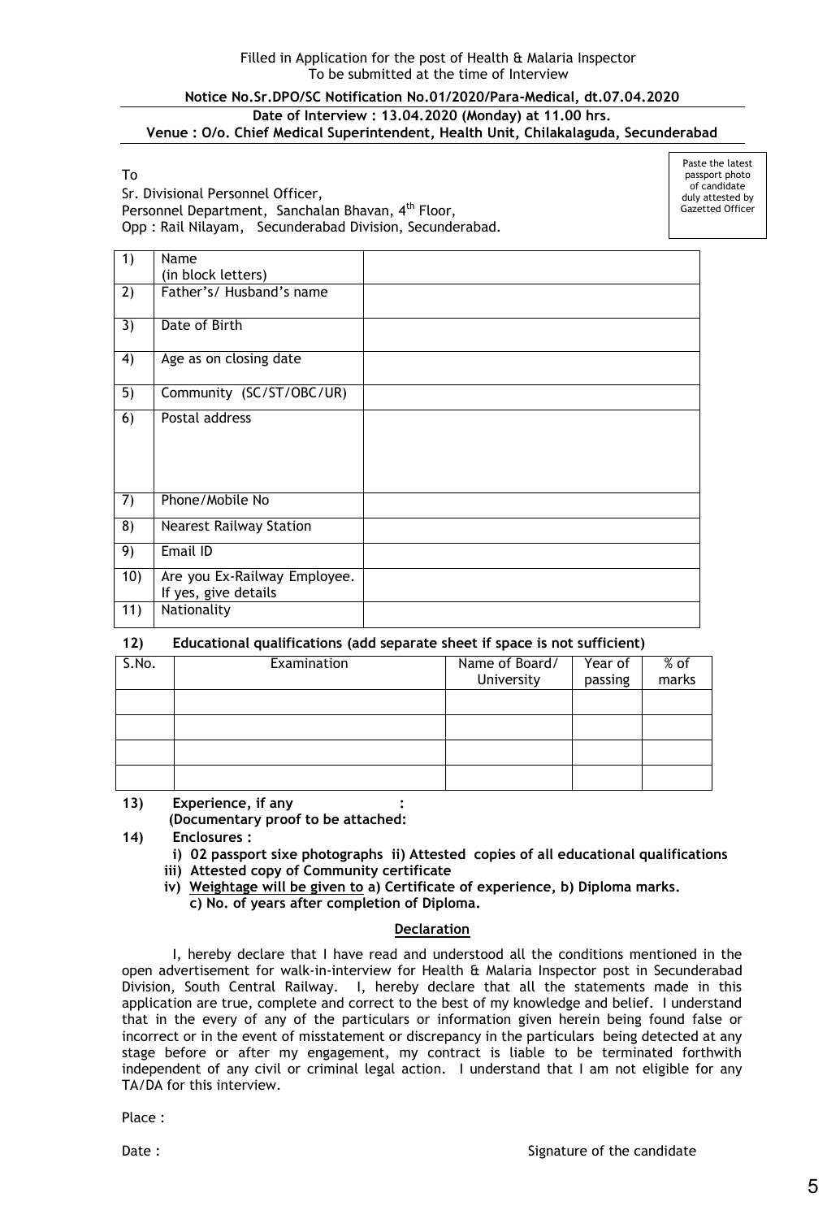Filled in Application for the post of Health & Malaria Inspector
To be submitted at the time of Interview

**Notice No.Sr.DPO/SC Notification No.01/2020/Para-Medical, dt.07.04.2020**

**Date of Interview : 13.04.2020 (Monday) at 11.00 hrs.**
**Venue : O/o. Chief Medical Superintendent, Health Unit, Chilakalaguda, Secunderabad**

To
Sr. Divisional Personnel Officer,
Personnel Department, Sanchalan Bhavan, 4th Floor,
Opp : Rail Nilayam, Secunderabad Division, Secunderabad.

Paste the latest passport photo of candidate duly attested by Gazetted Officer

| | | |
|---|---|---|
| 1) | Name (in block letters) | |
| 2) | Father's/ Husband's name | |
| 3) | Date of Birth | |
| 4) | Age as on closing date | |
| 5) | Community (SC/ST/OBC/UR) | |
| 6) | Postal address | |
| 7) | Phone/Mobile No | |
| 8) | Nearest Railway Station | |
| 9) | Email ID | |
| 10) | Are you Ex-Railway Employee. If yes, give details | |
| 11) | Nationality | |

**12) Educational qualifications (add separate sheet if space is not sufficient)**

| S.No. | Examination | Name of Board/ University | Year of passing | % of marks |
|---|---|---|---|---|
| | | | | |
| | | | | |
| | | | | |
| | | | | |

**13) Experience, if any :**
**(Documentary proof to be attached:**

**14) Enclosures :**

**i) 02 passport sixe photographs ii) Attested copies of all educational qualifications**
**iii) Attested copy of Community certificate**
**iv) Weightage will be given to a) Certificate of experience, b) Diploma marks. c) No. of years after completion of Diploma.**

**Declaration**

I, hereby declare that I have read and understood all the conditions mentioned in the open advertisement for walk-in-interview for Health & Malaria Inspector post in Secunderabad Division, South Central Railway. I, hereby declare that all the statements made in this application are true, complete and correct to the best of my knowledge and belief. I understand that in the every of any of the particulars or information given herein being found false or incorrect or in the event of misstatement or discrepancy in the particulars being detected at any stage before or after my engagement, my contract is liable to be terminated forthwith independent of any civil or criminal legal action. I understand that I am not eligible for any TA/DA for this interview.

Place :

Date : Signature of the candidate